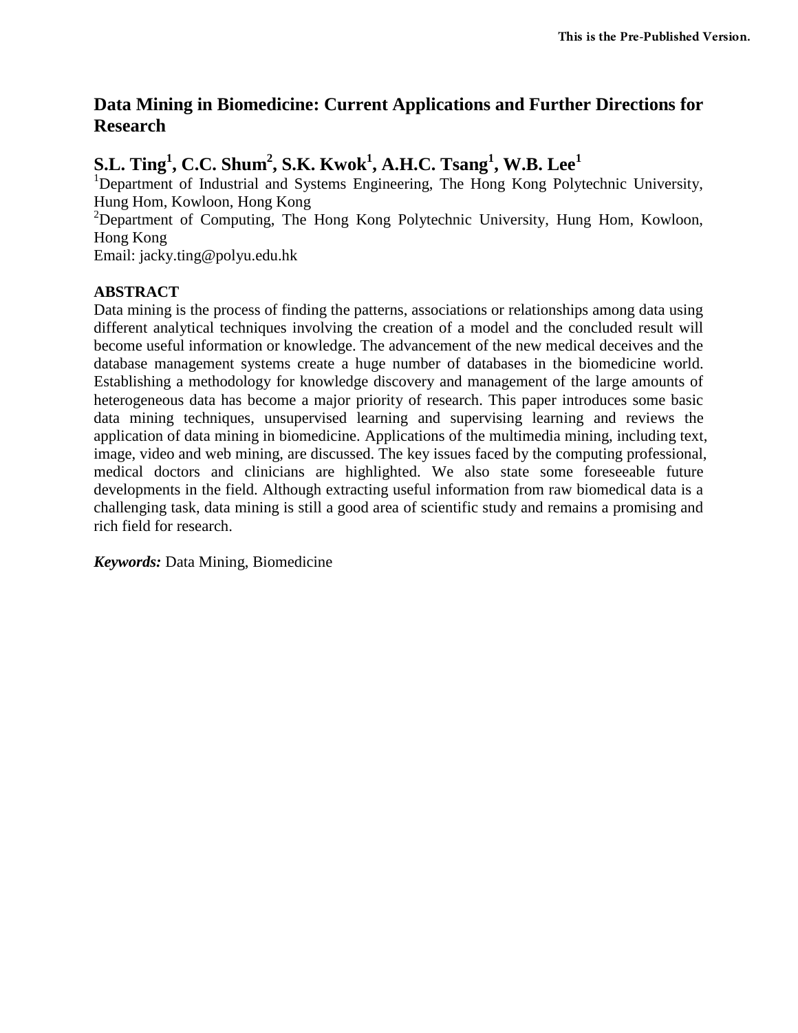# Data Mining in Biomedicine: Current Applications and Further Directions for Research

## S.L. Ting[1], C.C. Shum[2], S.K. Kwok[1], A.H.C. Tsang[1], W.B. Lee[1]

[1]Department of Industrial and Systems Engineering, The Hong Kong Polytechnic University, Hung Hom, Kowloon, Hong Kong

[2]Department of Computing, The Hong Kong Polytechnic University, Hung Hom, Kowloon, Hong Kong

Email: jacky.ting@polyu.edu.hk

**ABSTRACT**

Data mining is the process of finding the patterns, associations or relationships among data using different analytical techniques involving the creation of a model and the concluded result will become useful information or knowledge. The advancement of the new medical deceives and the database management systems create a huge number of databases in the biomedicine world. Establishing a methodology for knowledge discovery and management of the large amounts of heterogeneous data has become a major priority of research. This paper introduces some basic data mining techniques, unsupervised learning and supervising learning and reviews the application of data mining in biomedicine. Applications of the multimedia mining, including text, image, video and web mining, are discussed. The key issues faced by the computing professional, medical doctors and clinicians are highlighted. We also state some foreseeable future developments in the field. Although extracting useful information from raw biomedical data is a challenging task, data mining is still a good area of scientific study and remains a promising and rich field for research.

***Keywords:*** Data Mining, Biomedicine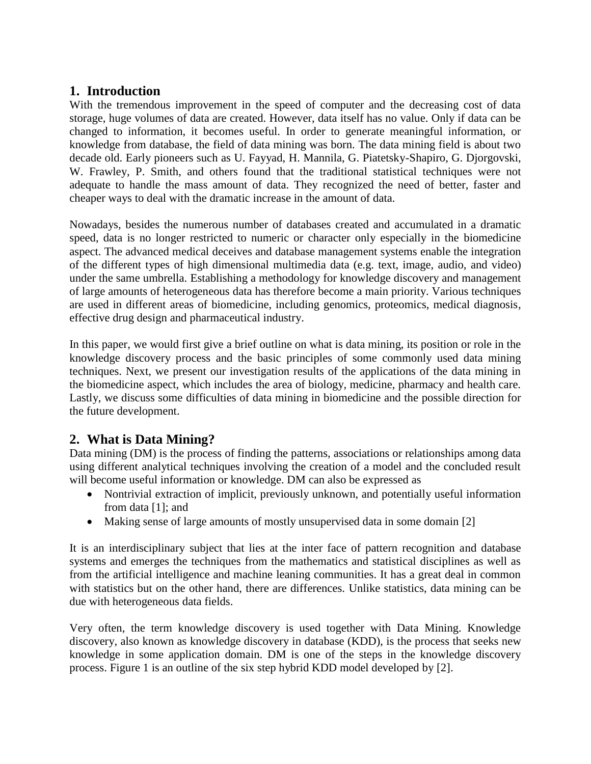## 1. Introduction

With the tremendous improvement in the speed of computer and the decreasing cost of data storage, huge volumes of data are created. However, data itself has no value. Only if data can be changed to information, it becomes useful. In order to generate meaningful information, or knowledge from database, the field of data mining was born. The data mining field is about two decade old. Early pioneers such as U. Fayyad, H. Mannila, G. Piatetsky-Shapiro, G. Djorgovski, W. Frawley, P. Smith, and others found that the traditional statistical techniques were not adequate to handle the mass amount of data. They recognized the need of better, faster and cheaper ways to deal with the dramatic increase in the amount of data.

Nowadays, besides the numerous number of databases created and accumulated in a dramatic speed, data is no longer restricted to numeric or character only especially in the biomedicine aspect. The advanced medical deceives and database management systems enable the integration of the different types of high dimensional multimedia data (e.g. text, image, audio, and video) under the same umbrella. Establishing a methodology for knowledge discovery and management of large amounts of heterogeneous data has therefore become a main priority. Various techniques are used in different areas of biomedicine, including genomics, proteomics, medical diagnosis, effective drug design and pharmaceutical industry.

In this paper, we would first give a brief outline on what is data mining, its position or role in the knowledge discovery process and the basic principles of some commonly used data mining techniques. Next, we present our investigation results of the applications of the data mining in the biomedicine aspect, which includes the area of biology, medicine, pharmacy and health care. Lastly, we discuss some difficulties of data mining in biomedicine and the possible direction for the future development.

## 2. What is Data Mining?

Data mining (DM) is the process of finding the patterns, associations or relationships among data using different analytical techniques involving the creation of a model and the concluded result will become useful information or knowledge. DM can also be expressed as

- Nontrivial extraction of implicit, previously unknown, and potentially useful information from data [1]; and
- Making sense of large amounts of mostly unsupervised data in some domain [2]

It is an interdisciplinary subject that lies at the inter face of pattern recognition and database systems and emerges the techniques from the mathematics and statistical disciplines as well as from the artificial intelligence and machine leaning communities. It has a great deal in common with statistics but on the other hand, there are differences. Unlike statistics, data mining can be due with heterogeneous data fields.

Very often, the term knowledge discovery is used together with Data Mining. Knowledge discovery, also known as knowledge discovery in database (KDD), is the process that seeks new knowledge in some application domain. DM is one of the steps in the knowledge discovery process. Figure 1 is an outline of the six step hybrid KDD model developed by [2].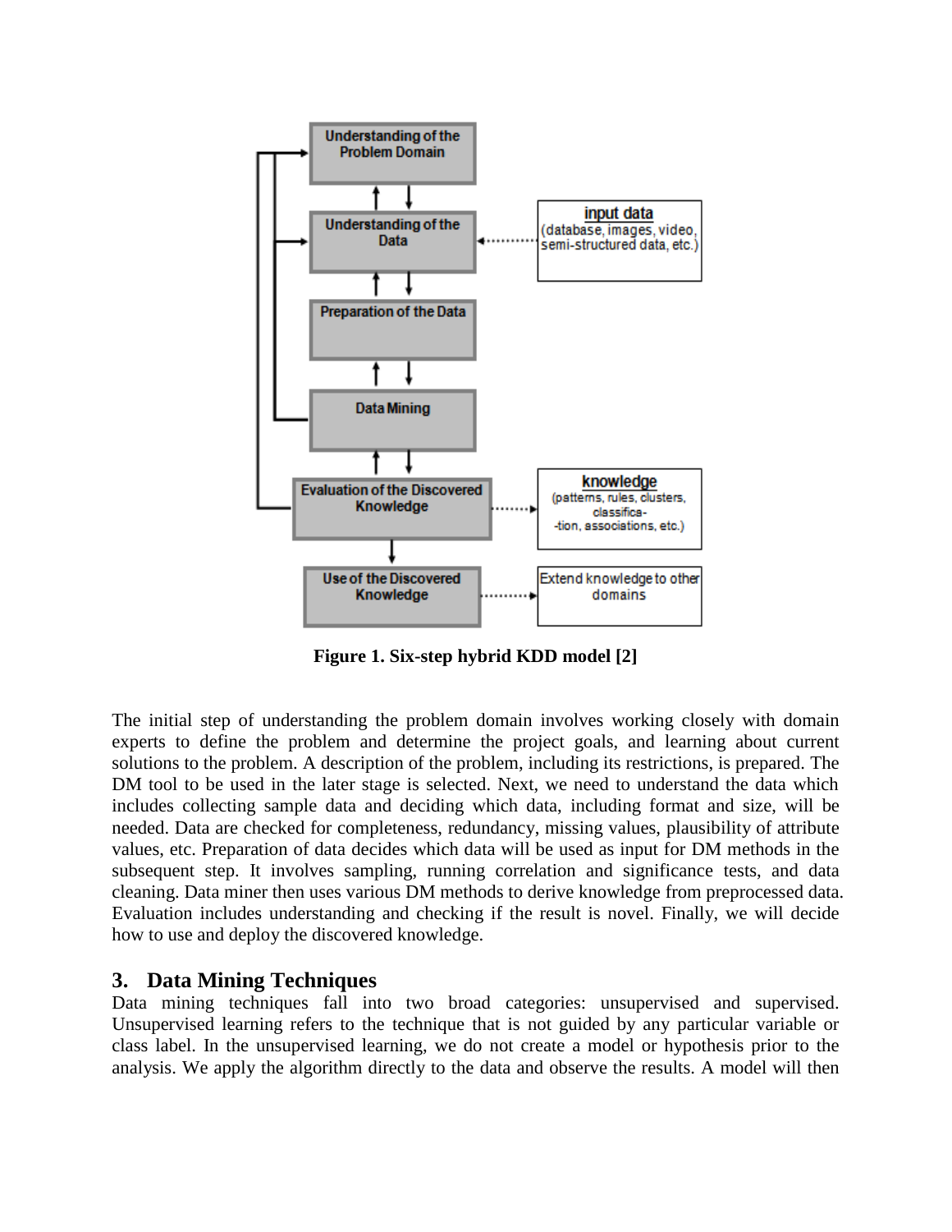Figure 1. Six-step hybrid KDD model [2]

The initial step of understanding the problem domain involves working closely with domain experts to define the problem and determine the project goals, and learning about current solutions to the problem. A description of the problem, including its restrictions, is prepared. The DM tool to be used in the later stage is selected. Next, we need to understand the data which includes collecting sample data and deciding which data, including format and size, will be needed. Data are checked for completeness, redundancy, missing values, plausibility of attribute values, etc. Preparation of data decides which data will be used as input for DM methods in the subsequent step. It involves sampling, running correlation and significance tests, and data cleaning. Data miner then uses various DM methods to derive knowledge from preprocessed data. Evaluation includes understanding and checking if the result is novel. Finally, we will decide how to use and deploy the discovered knowledge.

## 3. Data Mining Techniques

Data mining techniques fall into two broad categories: unsupervised and supervised. Unsupervised learning refers to the technique that is not guided by any particular variable or class label. In the unsupervised learning, we do not create a model or hypothesis prior to the analysis. We apply the algorithm directly to the data and observe the results. A model will then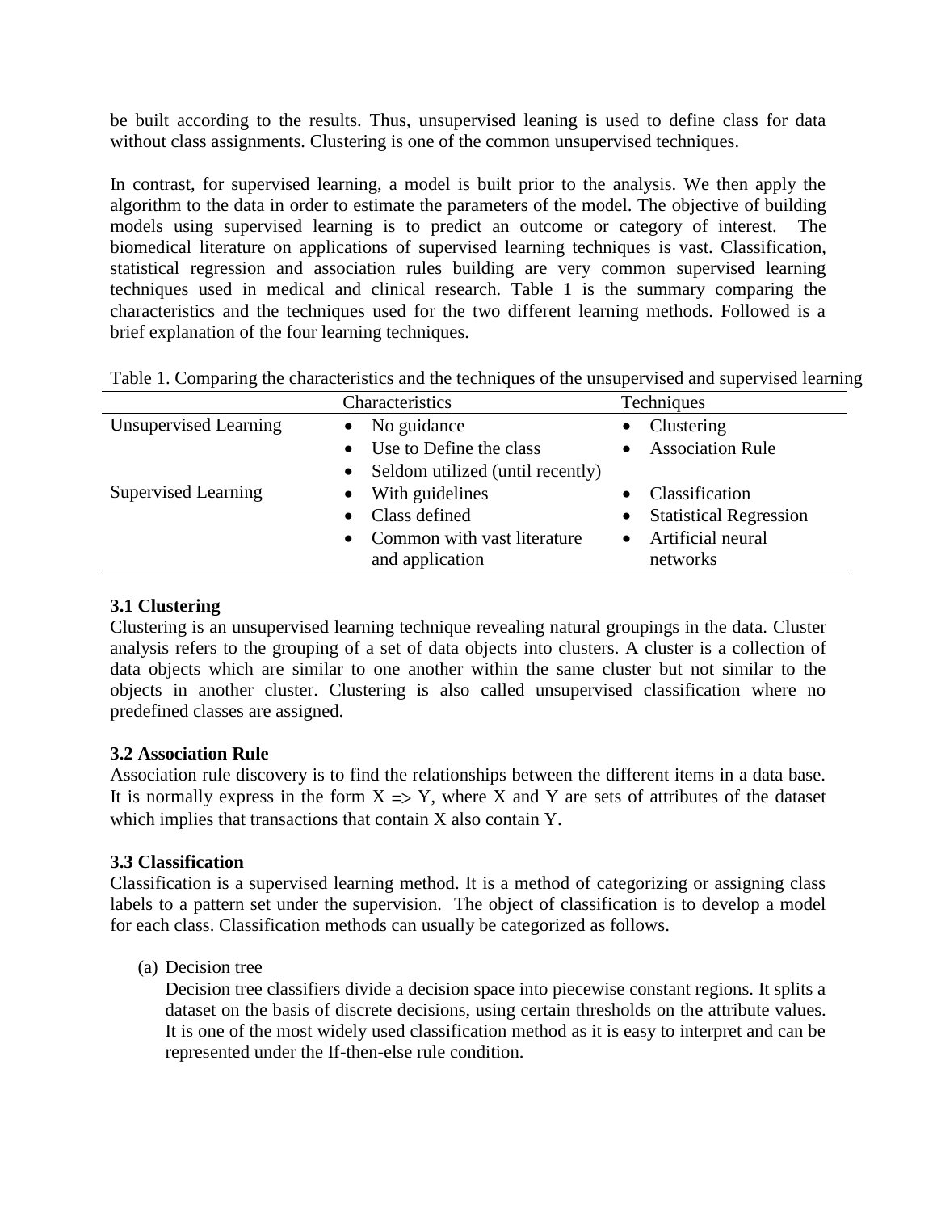be built according to the results. Thus, unsupervised leaning is used to define class for data without class assignments. Clustering is one of the common unsupervised techniques.

In contrast, for supervised learning, a model is built prior to the analysis. We then apply the algorithm to the data in order to estimate the parameters of the model. The objective of building models using supervised learning is to predict an outcome or category of interest. The biomedical literature on applications of supervised learning techniques is vast. Classification, statistical regression and association rules building are very common supervised learning techniques used in medical and clinical research. Table 1 is the summary comparing the characteristics and the techniques used for the two different learning methods. Followed is a brief explanation of the four learning techniques.

Table 1. Comparing the characteristics and the techniques of the unsupervised and supervised learning

| | Characteristics | Techniques |
|---|---|---|
| Unsupervised Learning | • No guidance<br>• Use to Define the class<br>• Seldom utilized (until recently) | • Clustering<br>• Association Rule |
| Supervised Learning | • With guidelines<br>• Class defined<br>• Common with vast literature and application | • Classification<br>• Statistical Regression<br>• Artificial neural networks |

### 3.1 Clustering

Clustering is an unsupervised learning technique revealing natural groupings in the data. Cluster analysis refers to the grouping of a set of data objects into clusters. A cluster is a collection of data objects which are similar to one another within the same cluster but not similar to the objects in another cluster. Clustering is also called unsupervised classification where no predefined classes are assigned.

### 3.2 Association Rule

Association rule discovery is to find the relationships between the different items in a data base. It is normally express in the form $X \Rightarrow Y$, where X and Y are sets of attributes of the dataset which implies that transactions that contain X also contain Y.

### 3.3 Classification

Classification is a supervised learning method. It is a method of categorizing or assigning class labels to a pattern set under the supervision. The object of classification is to develop a model for each class. Classification methods can usually be categorized as follows.

(a) Decision tree

Decision tree classifiers divide a decision space into piecewise constant regions. It splits a dataset on the basis of discrete decisions, using certain thresholds on the attribute values. It is one of the most widely used classification method as it is easy to interpret and can be represented under the If-then-else rule condition.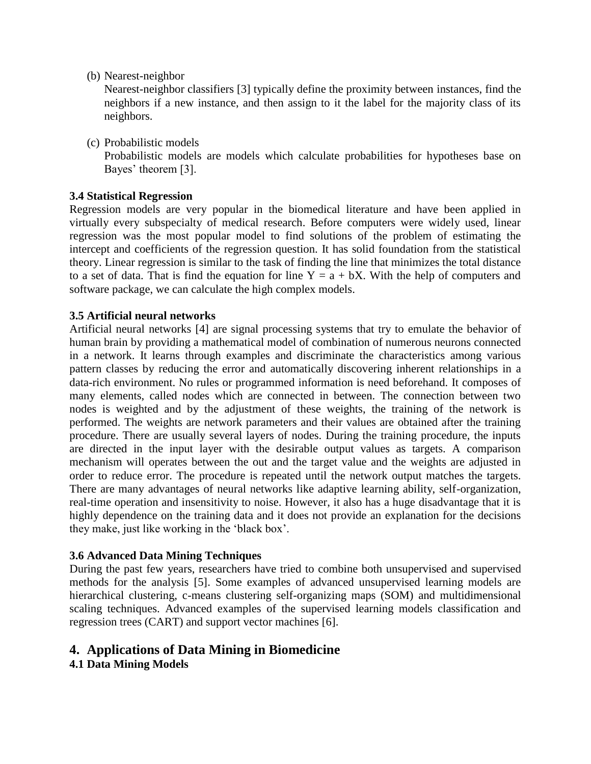(b) Nearest-neighbor

Nearest-neighbor classifiers [3] typically define the proximity between instances, find the neighbors if a new instance, and then assign to it the label for the majority class of its neighbors.

(c) Probabilistic models

Probabilistic models are models which calculate probabilities for hypotheses base on Bayes' theorem [3].

**3.4 Statistical Regression**

Regression models are very popular in the biomedical literature and have been applied in virtually every subspecialty of medical research. Before computers were widely used, linear regression was the most popular model to find solutions of the problem of estimating the intercept and coefficients of the regression question. It has solid foundation from the statistical theory. Linear regression is similar to the task of finding the line that minimizes the total distance to a set of data. That is find the equation for line $Y = a + bX$. With the help of computers and software package, we can calculate the high complex models.

**3.5 Artificial neural networks**

Artificial neural networks [4] are signal processing systems that try to emulate the behavior of human brain by providing a mathematical model of combination of numerous neurons connected in a network. It learns through examples and discriminate the characteristics among various pattern classes by reducing the error and automatically discovering inherent relationships in a data-rich environment. No rules or programmed information is need beforehand. It composes of many elements, called nodes which are connected in between. The connection between two nodes is weighted and by the adjustment of these weights, the training of the network is performed. The weights are network parameters and their values are obtained after the training procedure. There are usually several layers of nodes. During the training procedure, the inputs are directed in the input layer with the desirable output values as targets. A comparison mechanism will operates between the out and the target value and the weights are adjusted in order to reduce error. The procedure is repeated until the network output matches the targets. There are many advantages of neural networks like adaptive learning ability, self-organization, real-time operation and insensitivity to noise. However, it also has a huge disadvantage that it is highly dependence on the training data and it does not provide an explanation for the decisions they make, just like working in the 'black box'.

**3.6 Advanced Data Mining Techniques**

During the past few years, researchers have tried to combine both unsupervised and supervised methods for the analysis [5]. Some examples of advanced unsupervised learning models are hierarchical clustering, c-means clustering self-organizing maps (SOM) and multidimensional scaling techniques. Advanced examples of the supervised learning models classification and regression trees (CART) and support vector machines [6].

## 4. Applications of Data Mining in Biomedicine

**4.1 Data Mining Models**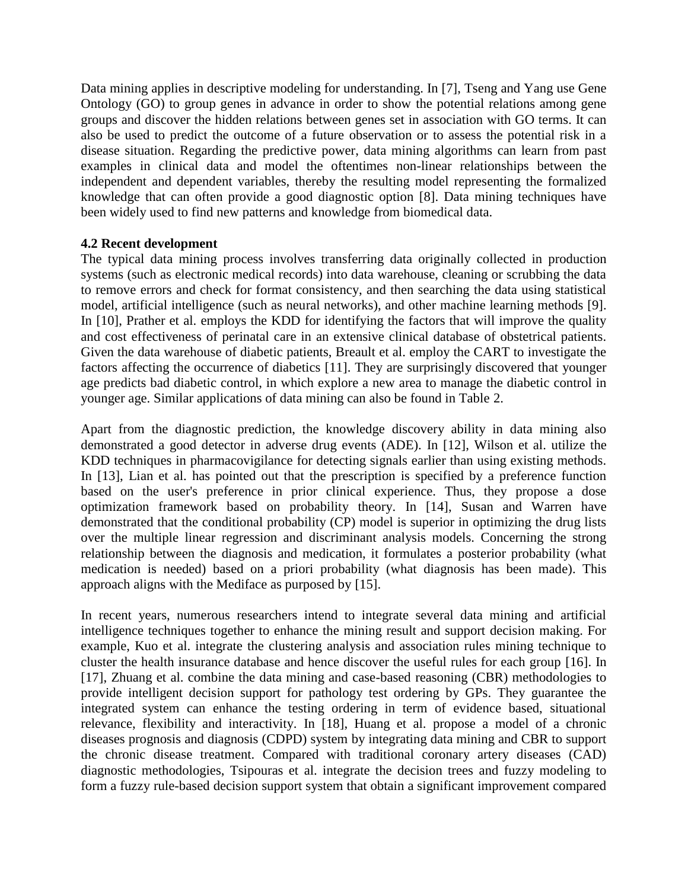Data mining applies in descriptive modeling for understanding. In [7], Tseng and Yang use Gene Ontology (GO) to group genes in advance in order to show the potential relations among gene groups and discover the hidden relations between genes set in association with GO terms. It can also be used to predict the outcome of a future observation or to assess the potential risk in a disease situation. Regarding the predictive power, data mining algorithms can learn from past examples in clinical data and model the oftentimes non-linear relationships between the independent and dependent variables, thereby the resulting model representing the formalized knowledge that can often provide a good diagnostic option [8]. Data mining techniques have been widely used to find new patterns and knowledge from biomedical data.

### 4.2 Recent development

The typical data mining process involves transferring data originally collected in production systems (such as electronic medical records) into data warehouse, cleaning or scrubbing the data to remove errors and check for format consistency, and then searching the data using statistical model, artificial intelligence (such as neural networks), and other machine learning methods [9]. In [10], Prather et al. employs the KDD for identifying the factors that will improve the quality and cost effectiveness of perinatal care in an extensive clinical database of obstetrical patients. Given the data warehouse of diabetic patients, Breault et al. employ the CART to investigate the factors affecting the occurrence of diabetics [11]. They are surprisingly discovered that younger age predicts bad diabetic control, in which explore a new area to manage the diabetic control in younger age. Similar applications of data mining can also be found in Table 2.

Apart from the diagnostic prediction, the knowledge discovery ability in data mining also demonstrated a good detector in adverse drug events (ADE). In [12], Wilson et al. utilize the KDD techniques in pharmacovigilance for detecting signals earlier than using existing methods. In [13], Lian et al. has pointed out that the prescription is specified by a preference function based on the user's preference in prior clinical experience. Thus, they propose a dose optimization framework based on probability theory. In [14], Susan and Warren have demonstrated that the conditional probability (CP) model is superior in optimizing the drug lists over the multiple linear regression and discriminant analysis models. Concerning the strong relationship between the diagnosis and medication, it formulates a posterior probability (what medication is needed) based on a priori probability (what diagnosis has been made). This approach aligns with the Mediface as purposed by [15].

In recent years, numerous researchers intend to integrate several data mining and artificial intelligence techniques together to enhance the mining result and support decision making. For example, Kuo et al. integrate the clustering analysis and association rules mining technique to cluster the health insurance database and hence discover the useful rules for each group [16]. In [17], Zhuang et al. combine the data mining and case-based reasoning (CBR) methodologies to provide intelligent decision support for pathology test ordering by GPs. They guarantee the integrated system can enhance the testing ordering in term of evidence based, situational relevance, flexibility and interactivity. In [18], Huang et al. propose a model of a chronic diseases prognosis and diagnosis (CDPD) system by integrating data mining and CBR to support the chronic disease treatment. Compared with traditional coronary artery diseases (CAD) diagnostic methodologies, Tsipouras et al. integrate the decision trees and fuzzy modeling to form a fuzzy rule-based decision support system that obtain a significant improvement compared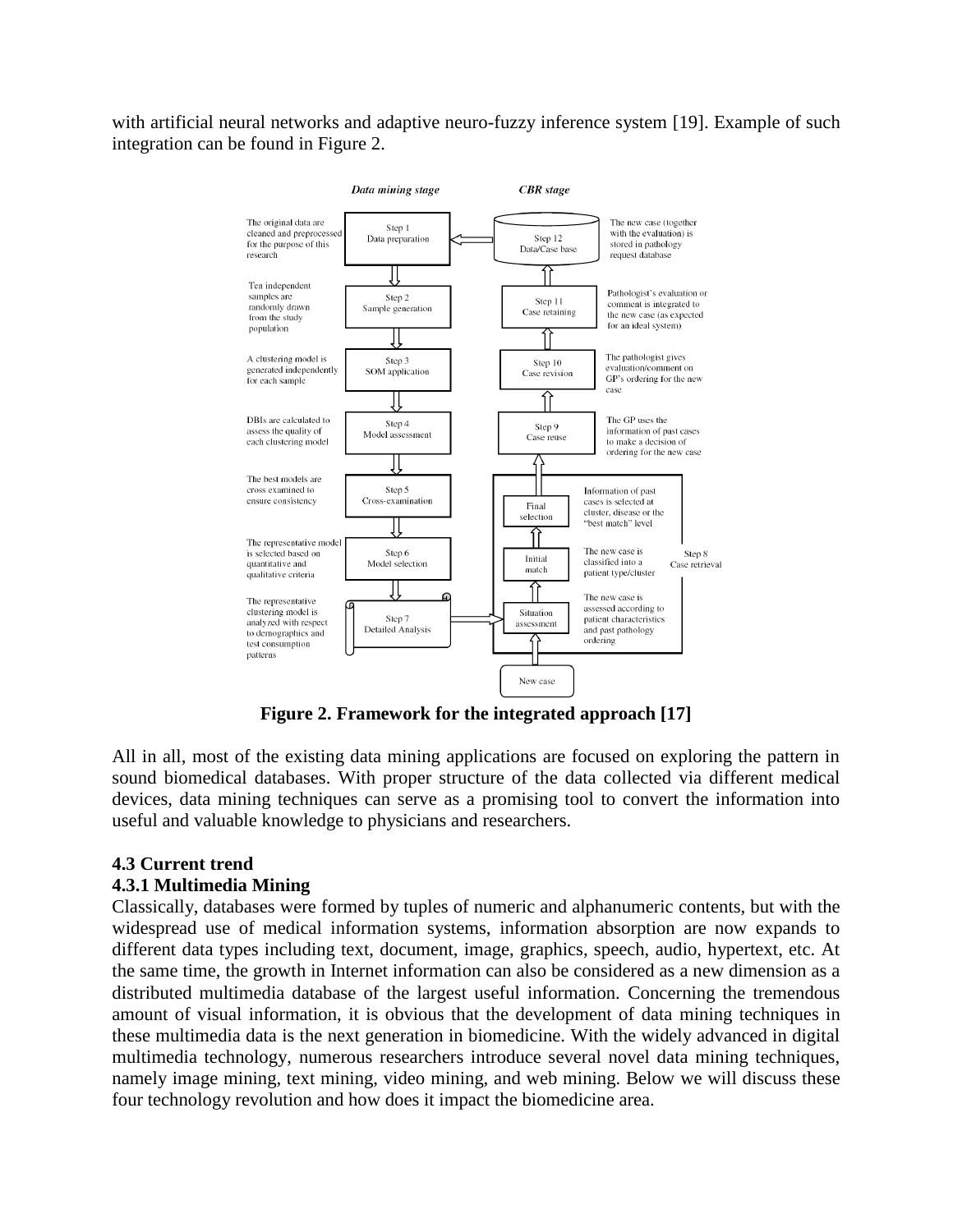with artificial neural networks and adaptive neuro-fuzzy inference system [19]. Example of such integration can be found in Figure 2.

**Figure 2. Framework for the integrated approach [17]**

All in all, most of the existing data mining applications are focused on exploring the pattern in sound biomedical databases. With proper structure of the data collected via different medical devices, data mining techniques can serve as a promising tool to convert the information into useful and valuable knowledge to physicians and researchers.

### 4.3 Current trend

#### 4.3.1 Multimedia Mining

Classically, databases were formed by tuples of numeric and alphanumeric contents, but with the widespread use of medical information systems, information absorption are now expands to different data types including text, document, image, graphics, speech, audio, hypertext, etc. At the same time, the growth in Internet information can also be considered as a new dimension as a distributed multimedia database of the largest useful information. Concerning the tremendous amount of visual information, it is obvious that the development of data mining techniques in these multimedia data is the next generation in biomedicine. With the widely advanced in digital multimedia technology, numerous researchers introduce several novel data mining techniques, namely image mining, text mining, video mining, and web mining. Below we will discuss these four technology revolution and how does it impact the biomedicine area.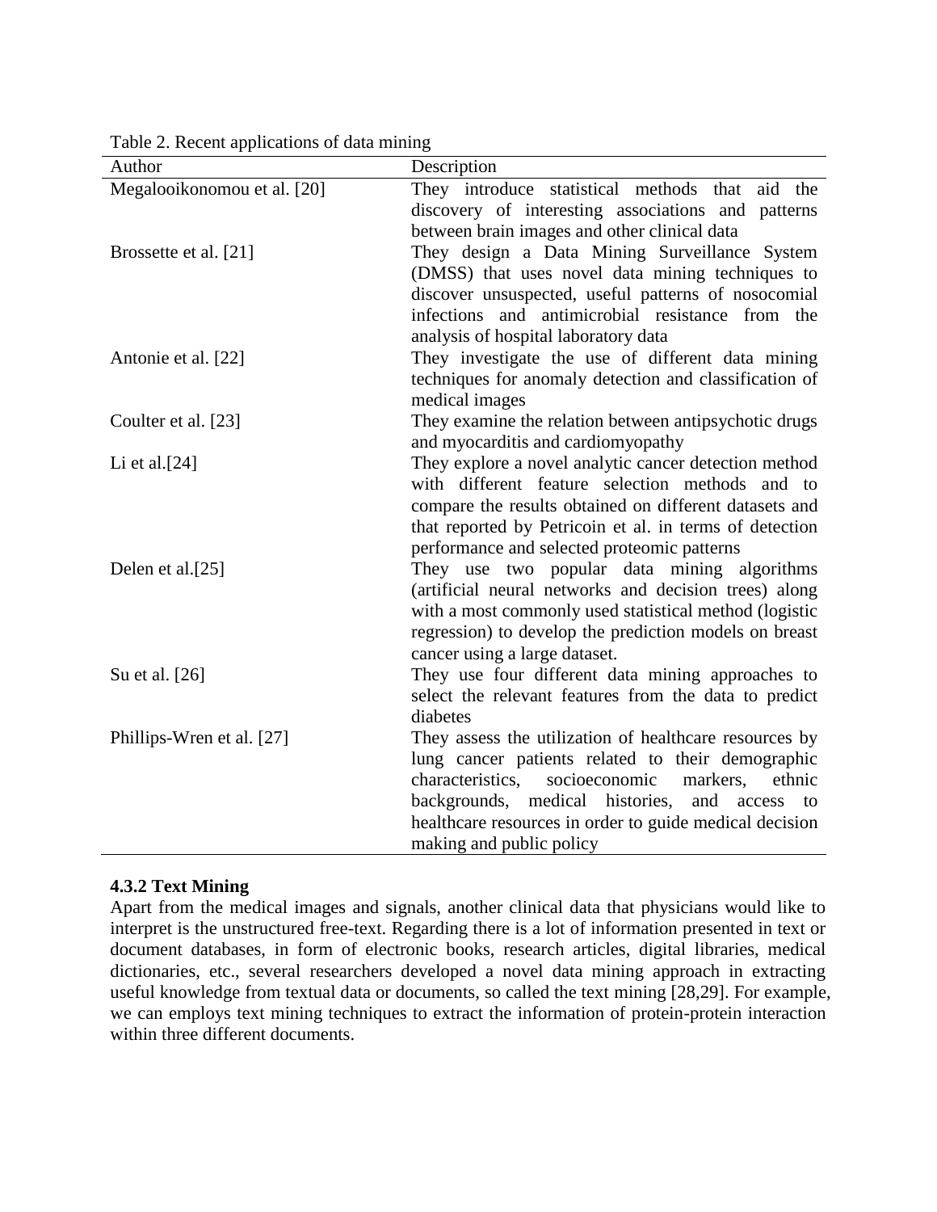Table 2. Recent applications of data mining

| Author | Description |
|---|---|
| Megalooikonomou et al. [20] | They introduce statistical methods that aid the discovery of interesting associations and patterns between brain images and other clinical data |
| Brossette et al. [21] | They design a Data Mining Surveillance System (DMSS) that uses novel data mining techniques to discover unsuspected, useful patterns of nosocomial infections and antimicrobial resistance from the analysis of hospital laboratory data |
| Antonie et al. [22] | They investigate the use of different data mining techniques for anomaly detection and classification of medical images |
| Coulter et al. [23] | They examine the relation between antipsychotic drugs and myocarditis and cardiomyopathy |
| Li et al.[24] | They explore a novel analytic cancer detection method with different feature selection methods and to compare the results obtained on different datasets and that reported by Petricoin et al. in terms of detection performance and selected proteomic patterns |
| Delen et al.[25] | They use two popular data mining algorithms (artificial neural networks and decision trees) along with a most commonly used statistical method (logistic regression) to develop the prediction models on breast cancer using a large dataset. |
| Su et al. [26] | They use four different data mining approaches to select the relevant features from the data to predict diabetes |
| Phillips-Wren et al. [27] | They assess the utilization of healthcare resources by lung cancer patients related to their demographic characteristics, socioeconomic markers, ethnic backgrounds, medical histories, and access to healthcare resources in order to guide medical decision making and public policy |

#### 4.3.2 Text Mining

Apart from the medical images and signals, another clinical data that physicians would like to interpret is the unstructured free-text. Regarding there is a lot of information presented in text or document databases, in form of electronic books, research articles, digital libraries, medical dictionaries, etc., several researchers developed a novel data mining approach in extracting useful knowledge from textual data or documents, so called the text mining [28,29]. For example, we can employs text mining techniques to extract the information of protein-protein interaction within three different documents.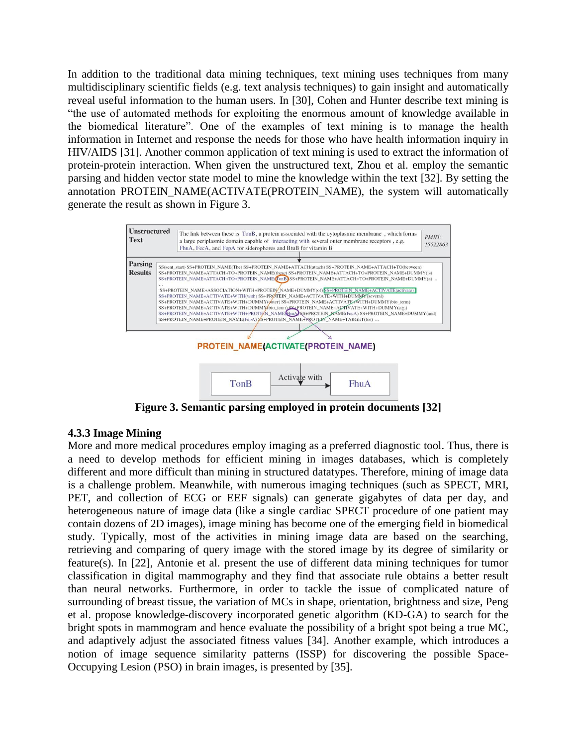In addition to the traditional data mining techniques, text mining uses techniques from many multidisciplinary scientific fields (e.g. text analysis techniques) to gain insight and automatically reveal useful information to the human users. In [30], Cohen and Hunter describe text mining is "the use of automated methods for exploiting the enormous amount of knowledge available in the biomedical literature". One of the examples of text mining is to manage the health information in Internet and response the needs for those who have health information inquiry in HIV/AIDS [31]. Another common application of text mining is used to extract the information of protein-protein interaction. When given the unstructured text, Zhou et al. employ the semantic parsing and hidden vector state model to mine the knowledge within the text [32]. By setting the annotation PROTEIN_NAME(ACTIVATE(PROTEIN_NAME), the system will automatically generate the result as shown in Figure 3.

**Figure 3. Semantic parsing employed in protein documents [32]**

### 4.3.3 Image Mining

More and more medical procedures employ imaging as a preferred diagnostic tool. Thus, there is a need to develop methods for efficient mining in images databases, which is completely different and more difficult than mining in structured datatypes. Therefore, mining of image data is a challenge problem. Meanwhile, with numerous imaging techniques (such as SPECT, MRI, PET, and collection of ECG or EEF signals) can generate gigabytes of data per day, and heterogeneous nature of image data (like a single cardiac SPECT procedure of one patient may contain dozens of 2D images), image mining has become one of the emerging field in biomedical study. Typically, most of the activities in mining image data are based on the searching, retrieving and comparing of query image with the stored image by its degree of similarity or feature(s). In [22], Antonie et al. present the use of different data mining techniques for tumor classification in digital mammography and they find that associate rule obtains a better result than neural networks. Furthermore, in order to tackle the issue of complicated nature of surrounding of breast tissue, the variation of MCs in shape, orientation, brightness and size, Peng et al. propose knowledge-discovery incorporated genetic algorithm (KD-GA) to search for the bright spots in mammogram and hence evaluate the possibility of a bright spot being a true MC, and adaptively adjust the associated fitness values [34]. Another example, which introduces a notion of image sequence similarity patterns (ISSP) for discovering the possible Space-Occupying Lesion (PSO) in brain images, is presented by [35].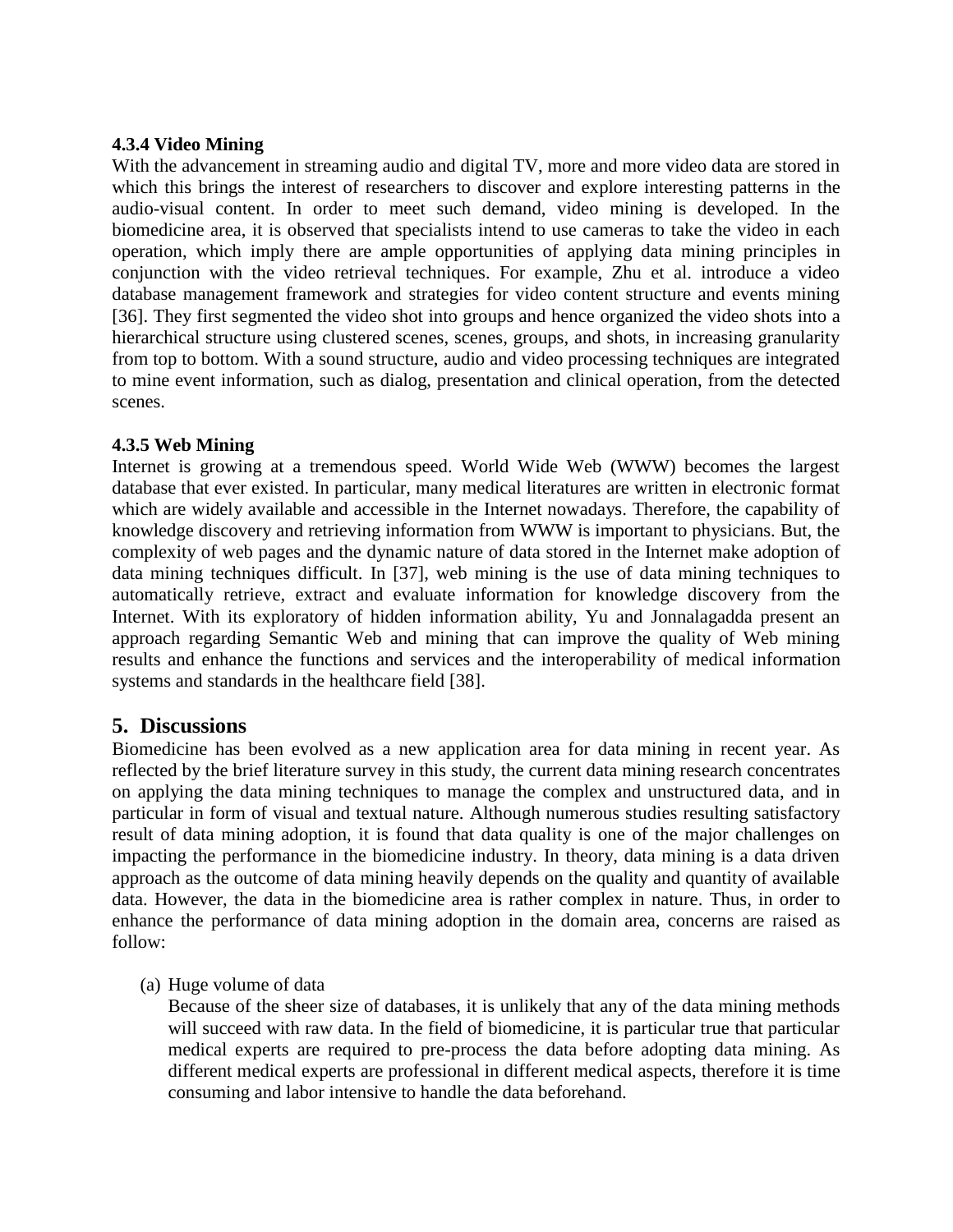### 4.3.4 Video Mining

With the advancement in streaming audio and digital TV, more and more video data are stored in which this brings the interest of researchers to discover and explore interesting patterns in the audio-visual content. In order to meet such demand, video mining is developed. In the biomedicine area, it is observed that specialists intend to use cameras to take the video in each operation, which imply there are ample opportunities of applying data mining principles in conjunction with the video retrieval techniques. For example, Zhu et al. introduce a video database management framework and strategies for video content structure and events mining [36]. They first segmented the video shot into groups and hence organized the video shots into a hierarchical structure using clustered scenes, scenes, groups, and shots, in increasing granularity from top to bottom. With a sound structure, audio and video processing techniques are integrated to mine event information, such as dialog, presentation and clinical operation, from the detected scenes.

### 4.3.5 Web Mining

Internet is growing at a tremendous speed. World Wide Web (WWW) becomes the largest database that ever existed. In particular, many medical literatures are written in electronic format which are widely available and accessible in the Internet nowadays. Therefore, the capability of knowledge discovery and retrieving information from WWW is important to physicians. But, the complexity of web pages and the dynamic nature of data stored in the Internet make adoption of data mining techniques difficult. In [37], web mining is the use of data mining techniques to automatically retrieve, extract and evaluate information for knowledge discovery from the Internet. With its exploratory of hidden information ability, Yu and Jonnalagadda present an approach regarding Semantic Web and mining that can improve the quality of Web mining results and enhance the functions and services and the interoperability of medical information systems and standards in the healthcare field [38].

## 5. Discussions

Biomedicine has been evolved as a new application area for data mining in recent year. As reflected by the brief literature survey in this study, the current data mining research concentrates on applying the data mining techniques to manage the complex and unstructured data, and in particular in form of visual and textual nature. Although numerous studies resulting satisfactory result of data mining adoption, it is found that data quality is one of the major challenges on impacting the performance in the biomedicine industry. In theory, data mining is a data driven approach as the outcome of data mining heavily depends on the quality and quantity of available data. However, the data in the biomedicine area is rather complex in nature. Thus, in order to enhance the performance of data mining adoption in the domain area, concerns are raised as follow:

(a) Huge volume of data

Because of the sheer size of databases, it is unlikely that any of the data mining methods will succeed with raw data. In the field of biomedicine, it is particular true that particular medical experts are required to pre-process the data before adopting data mining. As different medical experts are professional in different medical aspects, therefore it is time consuming and labor intensive to handle the data beforehand.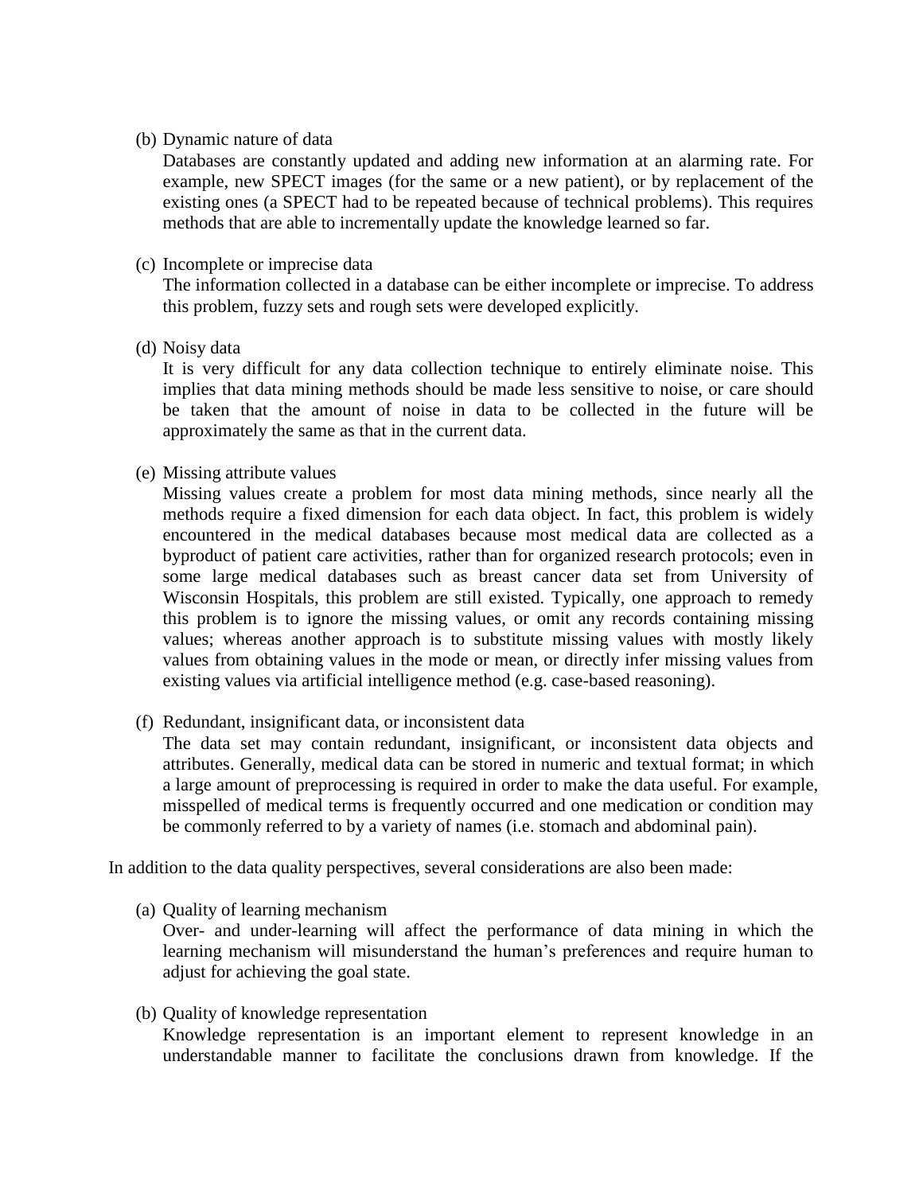(b) Dynamic nature of data

Databases are constantly updated and adding new information at an alarming rate. For example, new SPECT images (for the same or a new patient), or by replacement of the existing ones (a SPECT had to be repeated because of technical problems). This requires methods that are able to incrementally update the knowledge learned so far.

(c) Incomplete or imprecise data

The information collected in a database can be either incomplete or imprecise. To address this problem, fuzzy sets and rough sets were developed explicitly.

(d) Noisy data

It is very difficult for any data collection technique to entirely eliminate noise. This implies that data mining methods should be made less sensitive to noise, or care should be taken that the amount of noise in data to be collected in the future will be approximately the same as that in the current data.

(e) Missing attribute values

Missing values create a problem for most data mining methods, since nearly all the methods require a fixed dimension for each data object. In fact, this problem is widely encountered in the medical databases because most medical data are collected as a byproduct of patient care activities, rather than for organized research protocols; even in some large medical databases such as breast cancer data set from University of Wisconsin Hospitals, this problem are still existed. Typically, one approach to remedy this problem is to ignore the missing values, or omit any records containing missing values; whereas another approach is to substitute missing values with mostly likely values from obtaining values in the mode or mean, or directly infer missing values from existing values via artificial intelligence method (e.g. case-based reasoning).

(f) Redundant, insignificant data, or inconsistent data

The data set may contain redundant, insignificant, or inconsistent data objects and attributes. Generally, medical data can be stored in numeric and textual format; in which a large amount of preprocessing is required in order to make the data useful. For example, misspelled of medical terms is frequently occurred and one medication or condition may be commonly referred to by a variety of names (i.e. stomach and abdominal pain).

In addition to the data quality perspectives, several considerations are also been made:

(a) Quality of learning mechanism

Over- and under-learning will affect the performance of data mining in which the learning mechanism will misunderstand the human's preferences and require human to adjust for achieving the goal state.

(b) Quality of knowledge representation

Knowledge representation is an important element to represent knowledge in an understandable manner to facilitate the conclusions drawn from knowledge. If the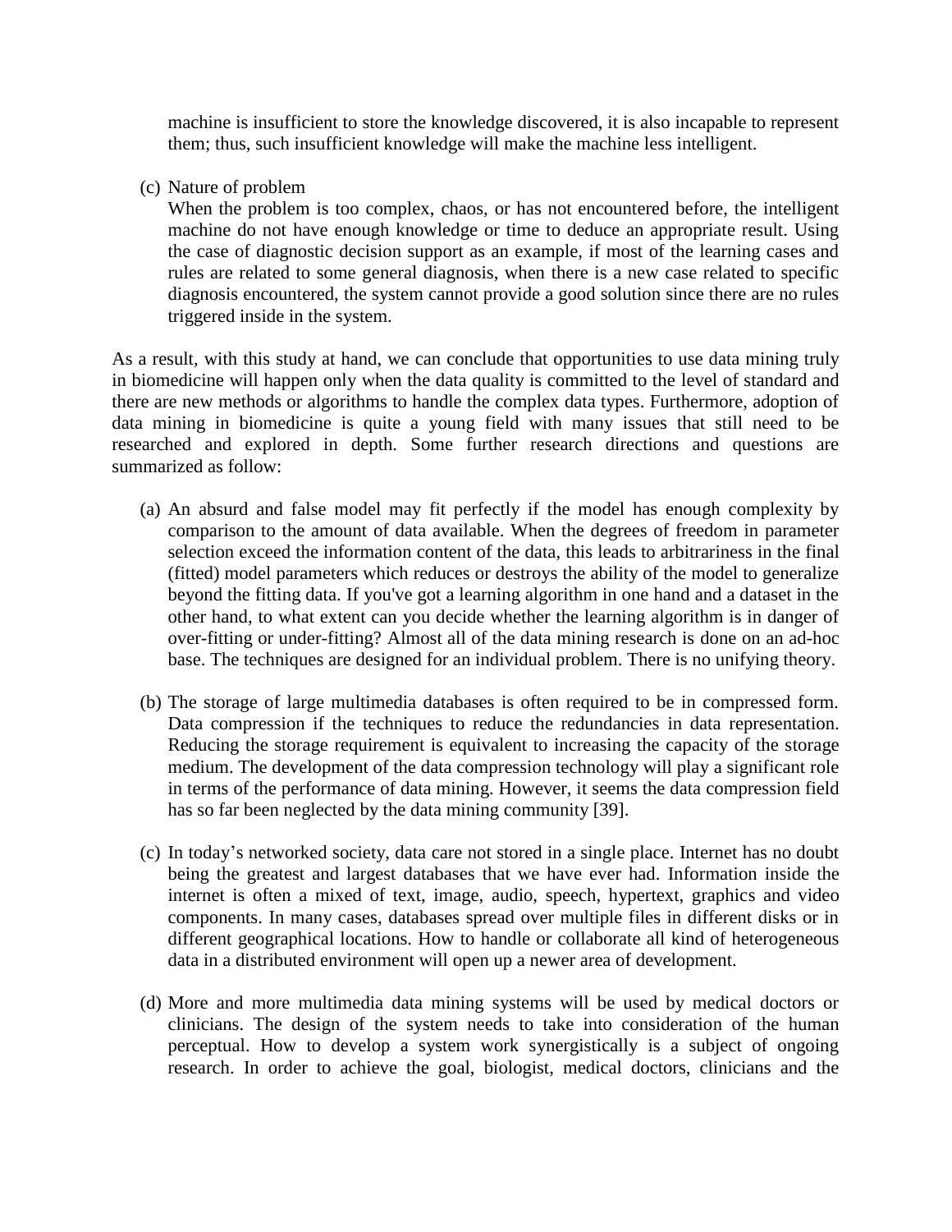machine is insufficient to store the knowledge discovered, it is also incapable to represent them; thus, such insufficient knowledge will make the machine less intelligent.

(c) Nature of problem
When the problem is too complex, chaos, or has not encountered before, the intelligent machine do not have enough knowledge or time to deduce an appropriate result. Using the case of diagnostic decision support as an example, if most of the learning cases and rules are related to some general diagnosis, when there is a new case related to specific diagnosis encountered, the system cannot provide a good solution since there are no rules triggered inside in the system.

As a result, with this study at hand, we can conclude that opportunities to use data mining truly in biomedicine will happen only when the data quality is committed to the level of standard and there are new methods or algorithms to handle the complex data types. Furthermore, adoption of data mining in biomedicine is quite a young field with many issues that still need to be researched and explored in depth. Some further research directions and questions are summarized as follow:

(a) An absurd and false model may fit perfectly if the model has enough complexity by comparison to the amount of data available. When the degrees of freedom in parameter selection exceed the information content of the data, this leads to arbitrariness in the final (fitted) model parameters which reduces or destroys the ability of the model to generalize beyond the fitting data. If you've got a learning algorithm in one hand and a dataset in the other hand, to what extent can you decide whether the learning algorithm is in danger of over-fitting or under-fitting? Almost all of the data mining research is done on an ad-hoc base. The techniques are designed for an individual problem. There is no unifying theory.

(b) The storage of large multimedia databases is often required to be in compressed form. Data compression if the techniques to reduce the redundancies in data representation. Reducing the storage requirement is equivalent to increasing the capacity of the storage medium. The development of the data compression technology will play a significant role in terms of the performance of data mining. However, it seems the data compression field has so far been neglected by the data mining community [39].

(c) In today's networked society, data care not stored in a single place. Internet has no doubt being the greatest and largest databases that we have ever had. Information inside the internet is often a mixed of text, image, audio, speech, hypertext, graphics and video components. In many cases, databases spread over multiple files in different disks or in different geographical locations. How to handle or collaborate all kind of heterogeneous data in a distributed environment will open up a newer area of development.

(d) More and more multimedia data mining systems will be used by medical doctors or clinicians. The design of the system needs to take into consideration of the human perceptual. How to develop a system work synergistically is a subject of ongoing research. In order to achieve the goal, biologist, medical doctors, clinicians and the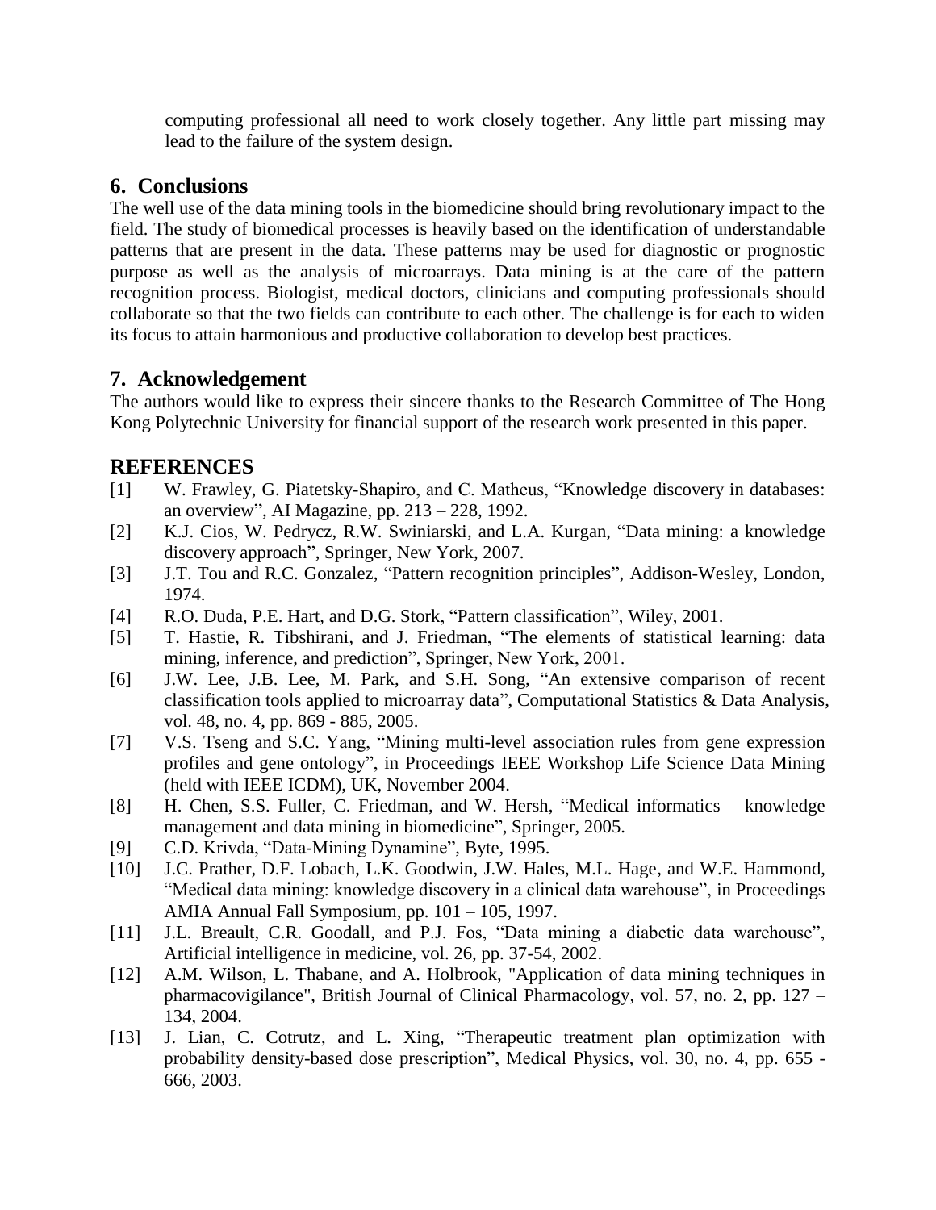computing professional all need to work closely together. Any little part missing may lead to the failure of the system design.

## 6. Conclusions

The well use of the data mining tools in the biomedicine should bring revolutionary impact to the field. The study of biomedical processes is heavily based on the identification of understandable patterns that are present in the data. These patterns may be used for diagnostic or prognostic purpose as well as the analysis of microarrays. Data mining is at the care of the pattern recognition process. Biologist, medical doctors, clinicians and computing professionals should collaborate so that the two fields can contribute to each other. The challenge is for each to widen its focus to attain harmonious and productive collaboration to develop best practices.

## 7. Acknowledgement

The authors would like to express their sincere thanks to the Research Committee of The Hong Kong Polytechnic University for financial support of the research work presented in this paper.

## REFERENCES

[1] W. Frawley, G. Piatetsky-Shapiro, and C. Matheus, "Knowledge discovery in databases: an overview", AI Magazine, pp. 213 – 228, 1992.

[2] K.J. Cios, W. Pedrycz, R.W. Swiniarski, and L.A. Kurgan, "Data mining: a knowledge discovery approach", Springer, New York, 2007.

[3] J.T. Tou and R.C. Gonzalez, "Pattern recognition principles", Addison-Wesley, London, 1974.

[4] R.O. Duda, P.E. Hart, and D.G. Stork, "Pattern classification", Wiley, 2001.

[5] T. Hastie, R. Tibshirani, and J. Friedman, "The elements of statistical learning: data mining, inference, and prediction", Springer, New York, 2001.

[6] J.W. Lee, J.B. Lee, M. Park, and S.H. Song, "An extensive comparison of recent classification tools applied to microarray data", Computational Statistics & Data Analysis, vol. 48, no. 4, pp. 869 - 885, 2005.

[7] V.S. Tseng and S.C. Yang, "Mining multi-level association rules from gene expression profiles and gene ontology", in Proceedings IEEE Workshop Life Science Data Mining (held with IEEE ICDM), UK, November 2004.

[8] H. Chen, S.S. Fuller, C. Friedman, and W. Hersh, "Medical informatics – knowledge management and data mining in biomedicine", Springer, 2005.

[9] C.D. Krivda, "Data-Mining Dynamine", Byte, 1995.

[10] J.C. Prather, D.F. Lobach, L.K. Goodwin, J.W. Hales, M.L. Hage, and W.E. Hammond, "Medical data mining: knowledge discovery in a clinical data warehouse", in Proceedings AMIA Annual Fall Symposium, pp. 101 – 105, 1997.

[11] J.L. Breault, C.R. Goodall, and P.J. Fos, "Data mining a diabetic data warehouse", Artificial intelligence in medicine, vol. 26, pp. 37-54, 2002.

[12] A.M. Wilson, L. Thabane, and A. Holbrook, "Application of data mining techniques in pharmacovigilance", British Journal of Clinical Pharmacology, vol. 57, no. 2, pp. 127 – 134, 2004.

[13] J. Lian, C. Cotrutz, and L. Xing, "Therapeutic treatment plan optimization with probability density-based dose prescription", Medical Physics, vol. 30, no. 4, pp. 655 - 666, 2003.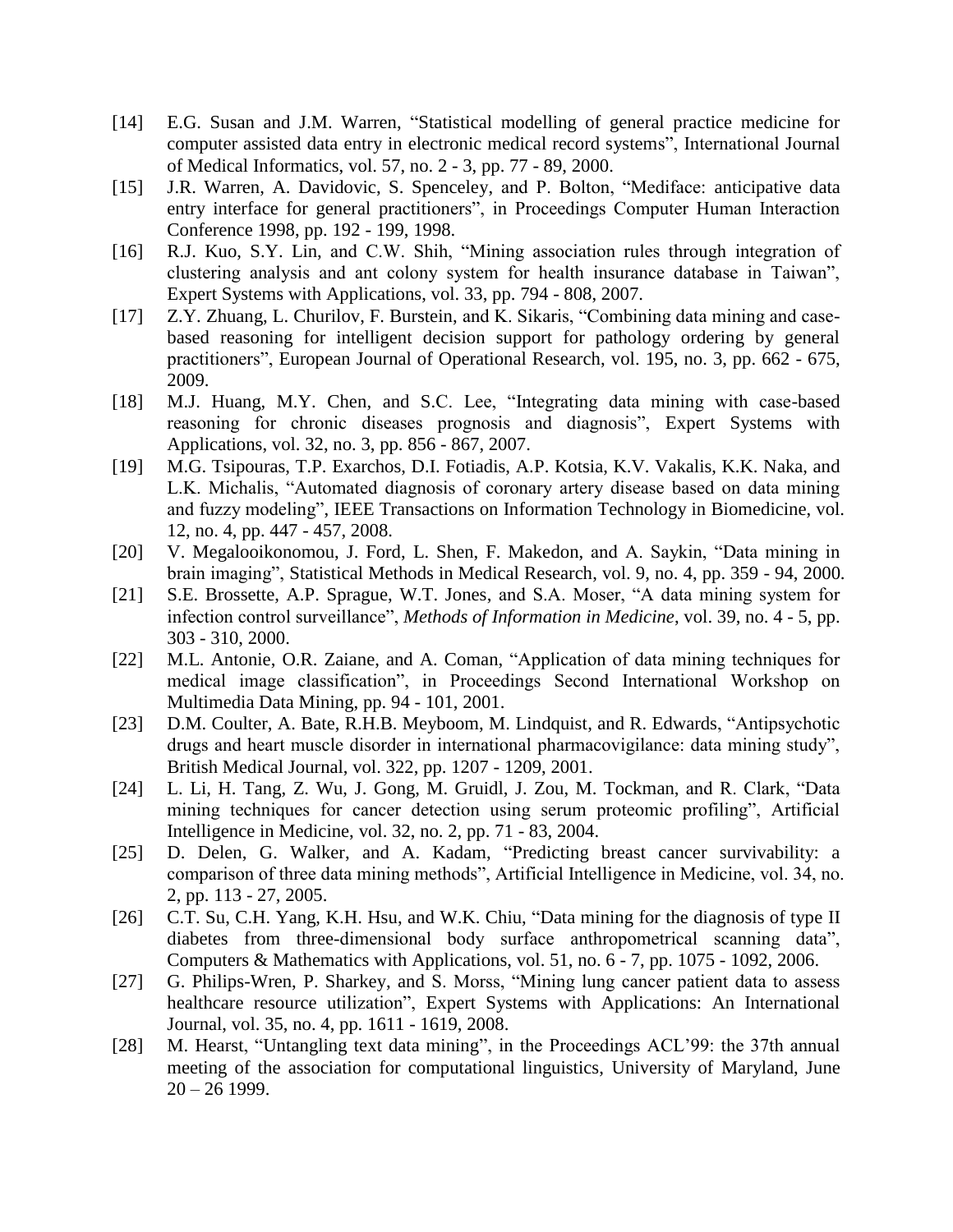[14] E.G. Susan and J.M. Warren, "Statistical modelling of general practice medicine for computer assisted data entry in electronic medical record systems", International Journal of Medical Informatics, vol. 57, no. 2 - 3, pp. 77 - 89, 2000.

[15] J.R. Warren, A. Davidovic, S. Spenceley, and P. Bolton, "Mediface: anticipative data entry interface for general practitioners", in Proceedings Computer Human Interaction Conference 1998, pp. 192 - 199, 1998.

[16] R.J. Kuo, S.Y. Lin, and C.W. Shih, "Mining association rules through integration of clustering analysis and ant colony system for health insurance database in Taiwan", Expert Systems with Applications, vol. 33, pp. 794 - 808, 2007.

[17] Z.Y. Zhuang, L. Churilov, F. Burstein, and K. Sikaris, "Combining data mining and case-based reasoning for intelligent decision support for pathology ordering by general practitioners", European Journal of Operational Research, vol. 195, no. 3, pp. 662 - 675, 2009.

[18] M.J. Huang, M.Y. Chen, and S.C. Lee, "Integrating data mining with case-based reasoning for chronic diseases prognosis and diagnosis", Expert Systems with Applications, vol. 32, no. 3, pp. 856 - 867, 2007.

[19] M.G. Tsipouras, T.P. Exarchos, D.I. Fotiadis, A.P. Kotsia, K.V. Vakalis, K.K. Naka, and L.K. Michalis, "Automated diagnosis of coronary artery disease based on data mining and fuzzy modeling", IEEE Transactions on Information Technology in Biomedicine, vol. 12, no. 4, pp. 447 - 457, 2008.

[20] V. Megalooikonomou, J. Ford, L. Shen, F. Makedon, and A. Saykin, "Data mining in brain imaging", Statistical Methods in Medical Research, vol. 9, no. 4, pp. 359 - 94, 2000.

[21] S.E. Brossette, A.P. Sprague, W.T. Jones, and S.A. Moser, "A data mining system for infection control surveillance", *Methods of Information in Medicine*, vol. 39, no. 4 - 5, pp. 303 - 310, 2000.

[22] M.L. Antonie, O.R. Zaiane, and A. Coman, "Application of data mining techniques for medical image classification", in Proceedings Second International Workshop on Multimedia Data Mining, pp. 94 - 101, 2001.

[23] D.M. Coulter, A. Bate, R.H.B. Meyboom, M. Lindquist, and R. Edwards, "Antipsychotic drugs and heart muscle disorder in international pharmacovigilance: data mining study", British Medical Journal, vol. 322, pp. 1207 - 1209, 2001.

[24] L. Li, H. Tang, Z. Wu, J. Gong, M. Gruidl, J. Zou, M. Tockman, and R. Clark, "Data mining techniques for cancer detection using serum proteomic profiling", Artificial Intelligence in Medicine, vol. 32, no. 2, pp. 71 - 83, 2004.

[25] D. Delen, G. Walker, and A. Kadam, "Predicting breast cancer survivability: a comparison of three data mining methods", Artificial Intelligence in Medicine, vol. 34, no. 2, pp. 113 - 27, 2005.

[26] C.T. Su, C.H. Yang, K.H. Hsu, and W.K. Chiu, "Data mining for the diagnosis of type II diabetes from three-dimensional body surface anthropometrical scanning data", Computers & Mathematics with Applications, vol. 51, no. 6 - 7, pp. 1075 - 1092, 2006.

[27] G. Philips-Wren, P. Sharkey, and S. Morss, "Mining lung cancer patient data to assess healthcare resource utilization", Expert Systems with Applications: An International Journal, vol. 35, no. 4, pp. 1611 - 1619, 2008.

[28] M. Hearst, "Untangling text data mining", in the Proceedings ACL'99: the 37th annual meeting of the association for computational linguistics, University of Maryland, June 20 – 26 1999.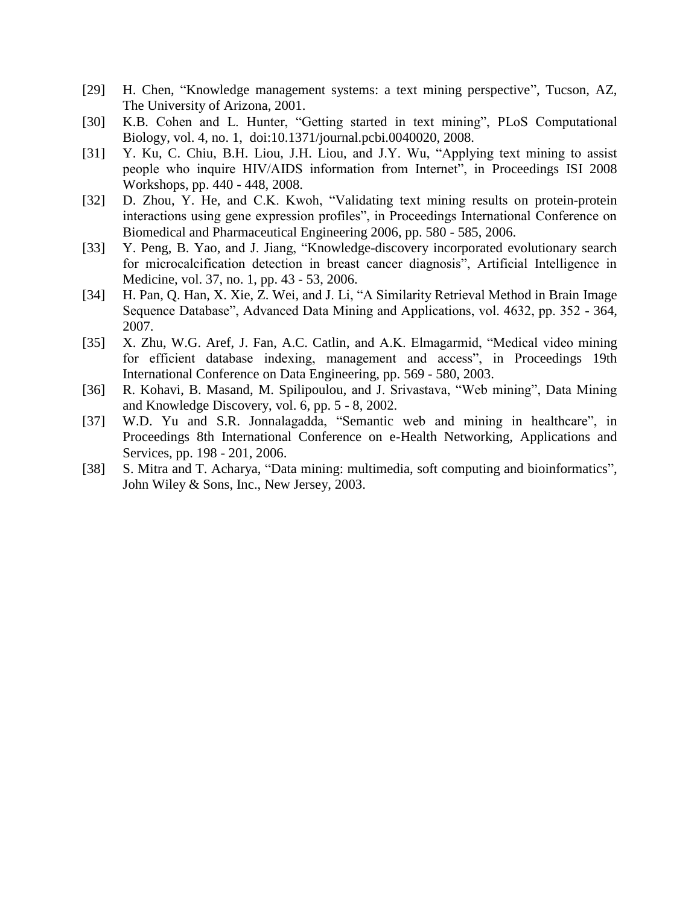[29] H. Chen, “Knowledge management systems: a text mining perspective”, Tucson, AZ, The University of Arizona, 2001.

[30] K.B. Cohen and L. Hunter, “Getting started in text mining”, PLoS Computational Biology, vol. 4, no. 1, doi:10.1371/journal.pcbi.0040020, 2008.

[31] Y. Ku, C. Chiu, B.H. Liou, J.H. Liou, and J.Y. Wu, “Applying text mining to assist people who inquire HIV/AIDS information from Internet”, in Proceedings ISI 2008 Workshops, pp. 440 - 448, 2008.

[32] D. Zhou, Y. He, and C.K. Kwoh, “Validating text mining results on protein-protein interactions using gene expression profiles”, in Proceedings International Conference on Biomedical and Pharmaceutical Engineering 2006, pp. 580 - 585, 2006.

[33] Y. Peng, B. Yao, and J. Jiang, “Knowledge-discovery incorporated evolutionary search for microcalcification detection in breast cancer diagnosis”, Artificial Intelligence in Medicine, vol. 37, no. 1, pp. 43 - 53, 2006.

[34] H. Pan, Q. Han, X. Xie, Z. Wei, and J. Li, “A Similarity Retrieval Method in Brain Image Sequence Database”, Advanced Data Mining and Applications, vol. 4632, pp. 352 - 364, 2007.

[35] X. Zhu, W.G. Aref, J. Fan, A.C. Catlin, and A.K. Elmagarmid, “Medical video mining for efficient database indexing, management and access”, in Proceedings 19th International Conference on Data Engineering, pp. 569 - 580, 2003.

[36] R. Kohavi, B. Masand, M. Spilipoulou, and J. Srivastava, “Web mining”, Data Mining and Knowledge Discovery, vol. 6, pp. 5 - 8, 2002.

[37] W.D. Yu and S.R. Jonnalagadda, “Semantic web and mining in healthcare”, in Proceedings 8th International Conference on e-Health Networking, Applications and Services, pp. 198 - 201, 2006.

[38] S. Mitra and T. Acharya, “Data mining: multimedia, soft computing and bioinformatics”, John Wiley & Sons, Inc., New Jersey, 2003.